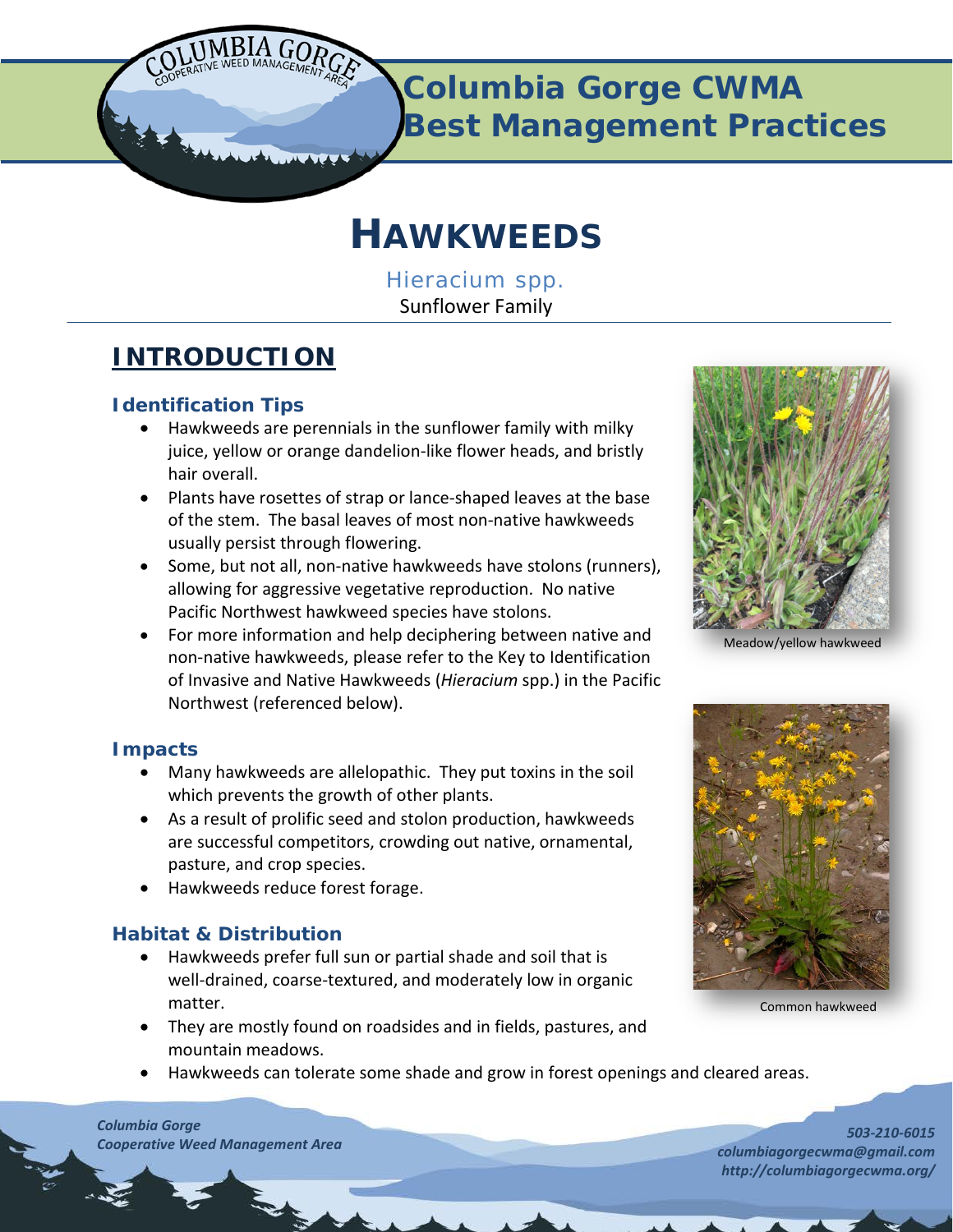# Columbia Gorge CWMA Best Management Practices

# HAWKWEEDS

*Hieracium spp.*

Sunflower Family

## INTRODUCTION

### Identification Tips

- Hawkweeds are perennials in the sunflower family with milky juice, yellow or orange dandelion-like flower heads, and bristly hair overall.
- Plants have rosettes of strap or lance-shaped leaves at the base of the stem. The basal leaves of most non-native hawkweeds usually persist through flowering.
- Some, but not all, non-native hawkweeds have stolons (runners), allowing for aggressive vegetative reproduction. No native Pacific Northwest hawkweed species have stolons.
- For more information and help deciphering between native and non-native hawkweeds, please refer to the Key to Identification of Invasive and Native Hawkweeds (*Hieracium* spp.) in the Pacific Northwest (referenced below).

Meadow/yellow hawkweed

### Impacts

- Many hawkweeds are allelopathic. They put toxins in the soil which prevents the growth of other plants.
- As a result of prolific seed and stolon production, hawkweeds are successful competitors, crowding out native, ornamental, pasture, and crop species.
- Hawkweeds reduce forest forage.

Common hawkweed

### Habitat & Distribution

- Hawkweeds prefer full sun or partial shade and soil that is well-drained, coarse-textured, and moderately low in organic matter.
- They are mostly found on roadsides and in fields, pastures, and mountain meadows.
- Hawkweeds can tolerate some shade and grow in forest openings and cleared areas.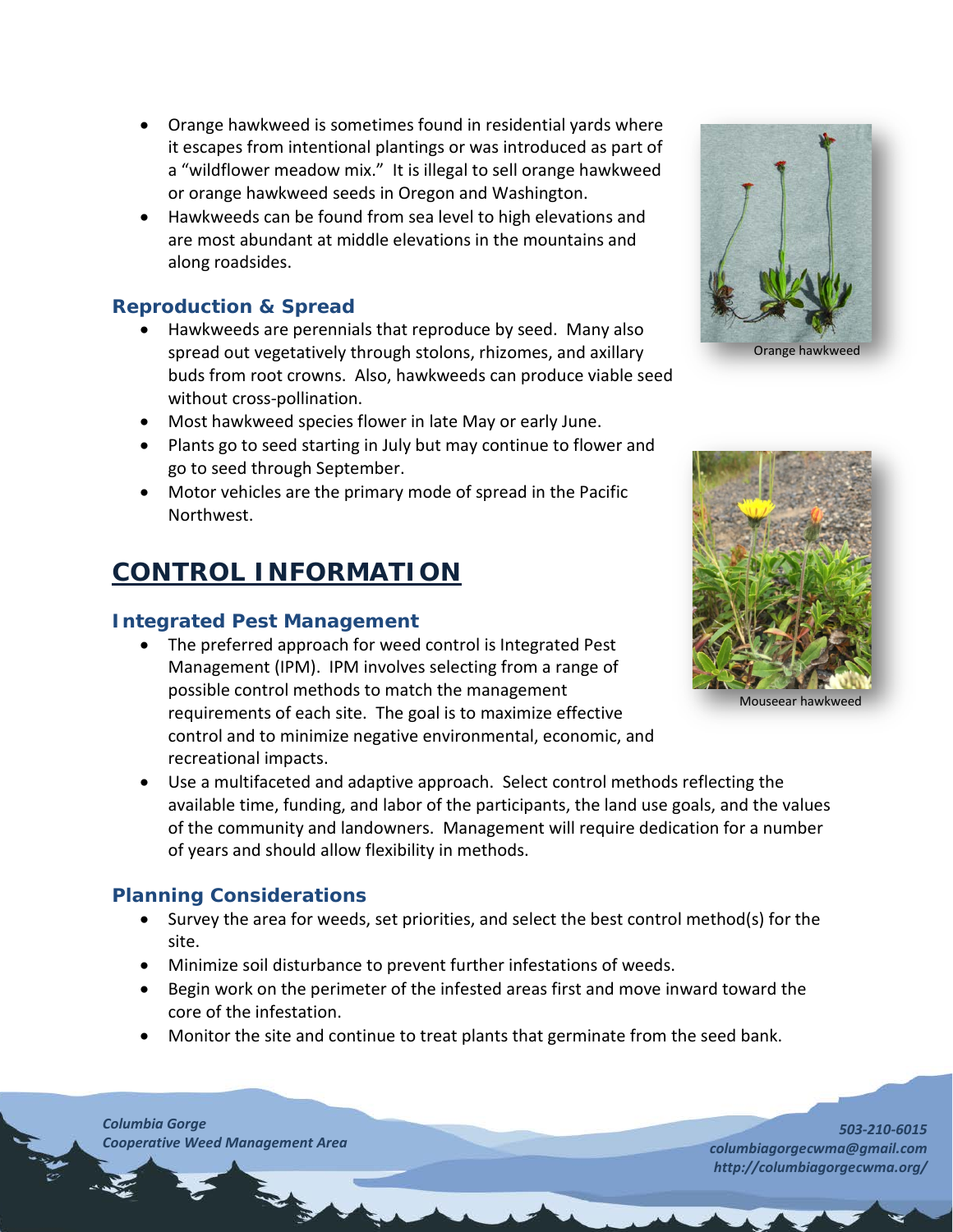- Orange hawkweed is sometimes found in residential yards where it escapes from intentional plantings or was introduced as part of a "wildflower meadow mix." It is illegal to sell orange hawkweed or orange hawkweed seeds in Oregon and Washington.
- Hawkweeds can be found from sea level to high elevations and are most abundant at middle elevations in the mountains and along roadsides.

Orange hawkweed

### Reproduction & Spread

- Hawkweeds are perennials that reproduce by seed. Many also spread out vegetatively through stolons, rhizomes, and axillary buds from root crowns. Also, hawkweeds can produce viable seed without cross-pollination.
- Most hawkweed species flower in late May or early June.
- Plants go to seed starting in July but may continue to flower and go to seed through September.
- Motor vehicles are the primary mode of spread in the Pacific Northwest.

Mouseear hawkweed

## CONTROL INFORMATION

### Integrated Pest Management

- The preferred approach for weed control is Integrated Pest Management (IPM). IPM involves selecting from a range of possible control methods to match the management requirements of each site. The goal is to maximize effective control and to minimize negative environmental, economic, and recreational impacts.
- Use a multifaceted and adaptive approach. Select control methods reflecting the available time, funding, and labor of the participants, the land use goals, and the values of the community and landowners. Management will require dedication for a number of years and should allow flexibility in methods.

### Planning Considerations

- Survey the area for weeds, set priorities, and select the best control method(s) for the site.
- Minimize soil disturbance to prevent further infestations of weeds.
- Begin work on the perimeter of the infested areas first and move inward toward the core of the infestation.
- Monitor the site and continue to treat plants that germinate from the seed bank.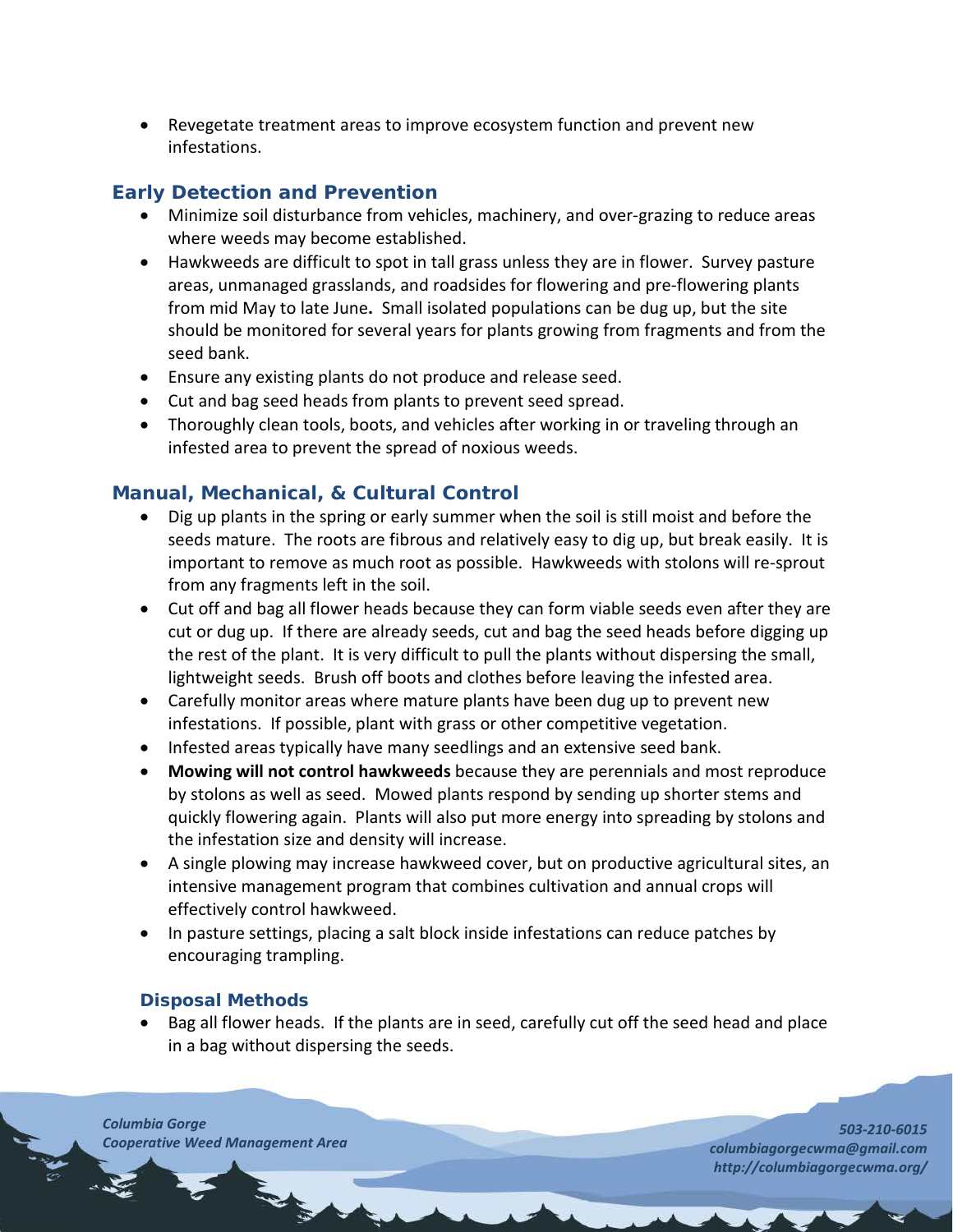- Revegetate treatment areas to improve ecosystem function and prevent new infestations.

## Early Detection and Prevention

- Minimize soil disturbance from vehicles, machinery, and over-grazing to reduce areas where weeds may become established.
- Hawkweeds are difficult to spot in tall grass unless they are in flower. Survey pasture areas, unmanaged grasslands, and roadsides for flowering and pre-flowering plants from mid May to late June**.** Small isolated populations can be dug up, but the site should be monitored for several years for plants growing from fragments and from the seed bank.
- Ensure any existing plants do not produce and release seed.
- Cut and bag seed heads from plants to prevent seed spread.
- Thoroughly clean tools, boots, and vehicles after working in or traveling through an infested area to prevent the spread of noxious weeds.

## Manual, Mechanical, & Cultural Control

- Dig up plants in the spring or early summer when the soil is still moist and before the seeds mature. The roots are fibrous and relatively easy to dig up, but break easily. It is important to remove as much root as possible. Hawkweeds with stolons will re-sprout from any fragments left in the soil.
- Cut off and bag all flower heads because they can form viable seeds even after they are cut or dug up. If there are already seeds, cut and bag the seed heads before digging up the rest of the plant. It is very difficult to pull the plants without dispersing the small, lightweight seeds. Brush off boots and clothes before leaving the infested area.
- Carefully monitor areas where mature plants have been dug up to prevent new infestations. If possible, plant with grass or other competitive vegetation.
- Infested areas typically have many seedlings and an extensive seed bank.
- **Mowing will not control hawkweeds** because they are perennials and most reproduce by stolons as well as seed. Mowed plants respond by sending up shorter stems and quickly flowering again. Plants will also put more energy into spreading by stolons and the infestation size and density will increase.
- A single plowing may increase hawkweed cover, but on productive agricultural sites, an intensive management program that combines cultivation and annual crops will effectively control hawkweed.
- In pasture settings, placing a salt block inside infestations can reduce patches by encouraging trampling.

### Disposal Methods

- Bag all flower heads. If the plants are in seed, carefully cut off the seed head and place in a bag without dispersing the seeds.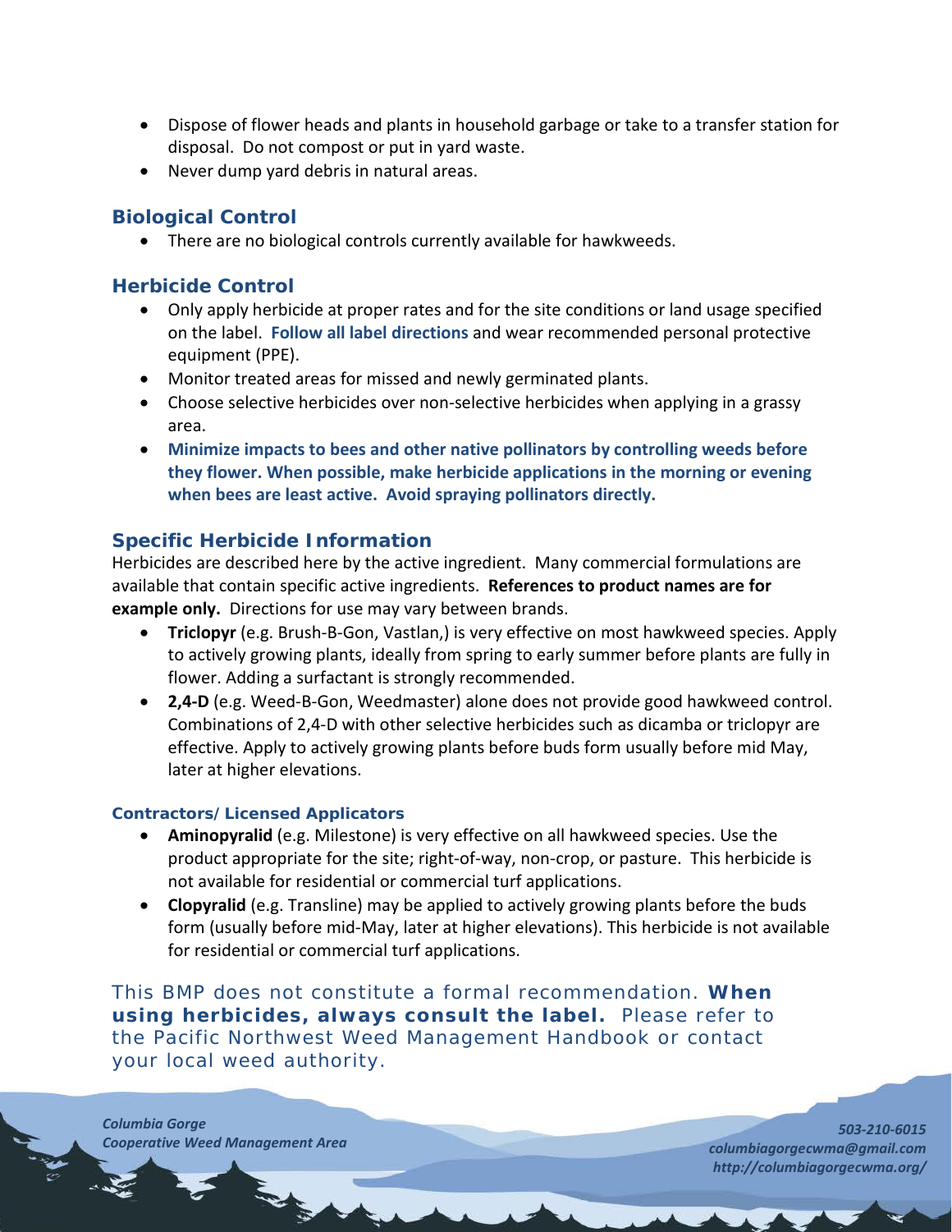- Dispose of flower heads and plants in household garbage or take to a transfer station for disposal. Do not compost or put in yard waste.
- Never dump yard debris in natural areas.

## Biological Control

- There are no biological controls currently available for hawkweeds.

## Herbicide Control

- Only apply herbicide at proper rates and for the site conditions or land usage specified on the label. **Follow all label directions** and wear recommended personal protective equipment (PPE).
- Monitor treated areas for missed and newly germinated plants.
- Choose selective herbicides over non-selective herbicides when applying in a grassy area.
- **Minimize impacts to bees and other native pollinators by controlling weeds before they flower. When possible, make herbicide applications in the morning or evening when bees are least active. Avoid spraying pollinators directly.**

## Specific Herbicide Information

Herbicides are described here by the active ingredient. Many commercial formulations are available that contain specific active ingredients. **References to product names are for example only.** Directions for use may vary between brands.

- **Triclopyr** (e.g. Brush-B-Gon, Vastlan,) is very effective on most hawkweed species. Apply to actively growing plants, ideally from spring to early summer before plants are fully in flower. Adding a surfactant is strongly recommended.
- **2,4-D** (e.g. Weed-B-Gon, Weedmaster) alone does not provide good hawkweed control. Combinations of 2,4-D with other selective herbicides such as dicamba or triclopyr are effective. Apply to actively growing plants before buds form usually before mid May, later at higher elevations.

### Contractors/ Licensed Applicators

- **Aminopyralid** (e.g. Milestone) is very effective on all hawkweed species. Use the product appropriate for the site; right-of-way, non-crop, or pasture. This herbicide is not available for residential or commercial turf applications.
- **Clopyralid** (e.g. Transline) may be applied to actively growing plants before the buds form (usually before mid-May, later at higher elevations). This herbicide is not available for residential or commercial turf applications.

This BMP does not constitute a formal recommendation. **When using herbicides, always consult the label.** Please refer to the Pacific Northwest Weed Management Handbook or contact your local weed authority.

*Columbia Gorge Cooperative Weed Management Area*

*503-210-6015*
*columbiagorgecwma@gmail.com*
*http://columbiagorgecwma.org/*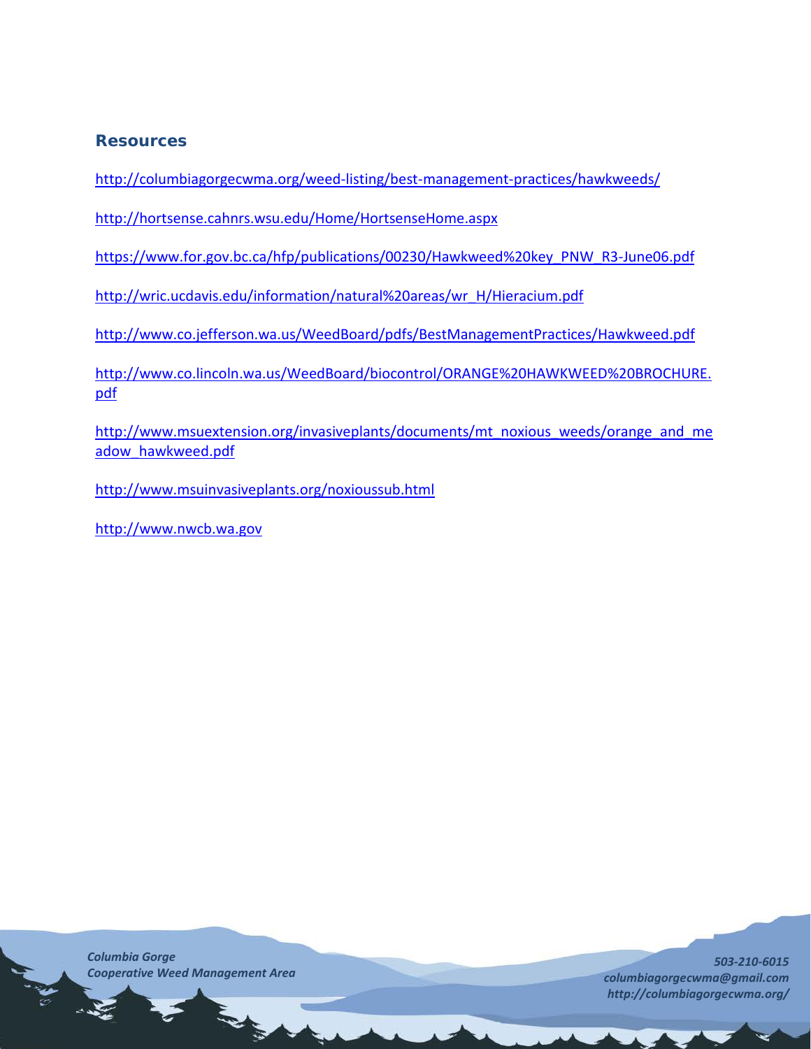## Resources

http://columbiagorgecwma.org/weed-listing/best-management-practices/hawkweeds/

http://hortsense.cahnrs.wsu.edu/Home/HortsenseHome.aspx

https://www.for.gov.bc.ca/hfp/publications/00230/Hawkweed%20key_PNW_R3-June06.pdf

http://wric.ucdavis.edu/information/natural%20areas/wr_H/Hieracium.pdf

http://www.co.jefferson.wa.us/WeedBoard/pdfs/BestManagementPractices/Hawkweed.pdf

http://www.co.lincoln.wa.us/WeedBoard/biocontrol/ORANGE%20HAWKWEED%20BROCHURE.pdf

http://www.msuextension.org/invasiveplants/documents/mt_noxious_weeds/orange_and_meadow_hawkweed.pdf

http://www.msuinvasiveplants.org/noxioussub.html

http://www.nwcb.wa.gov